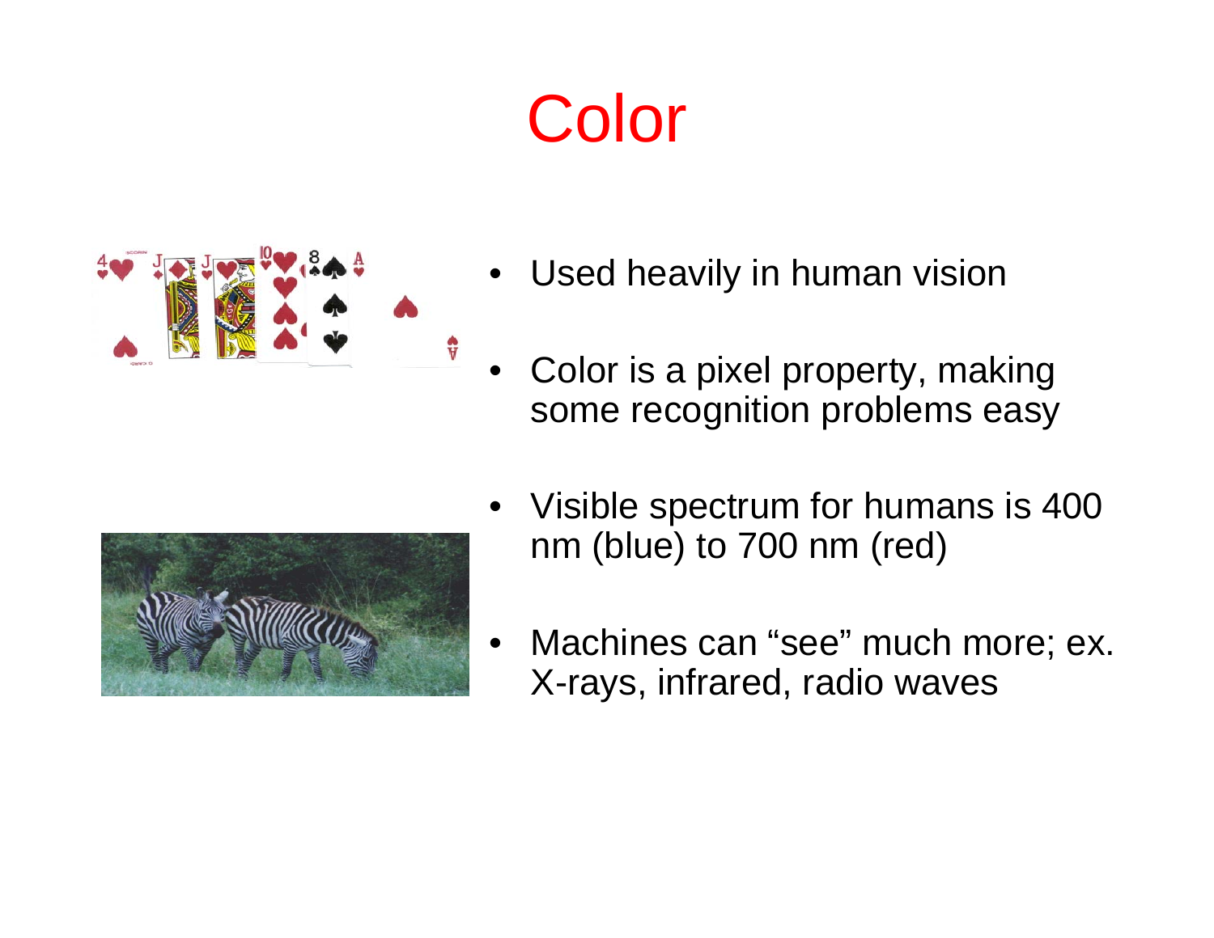# Color

- Used heavily in human vision
- Color is a pixel property, making some recognition problems easy
- Visible spectrum for humans is 400 nm (blue) to 700 nm (red)
- Machines can “see” much more; ex. X-rays, infrared, radio waves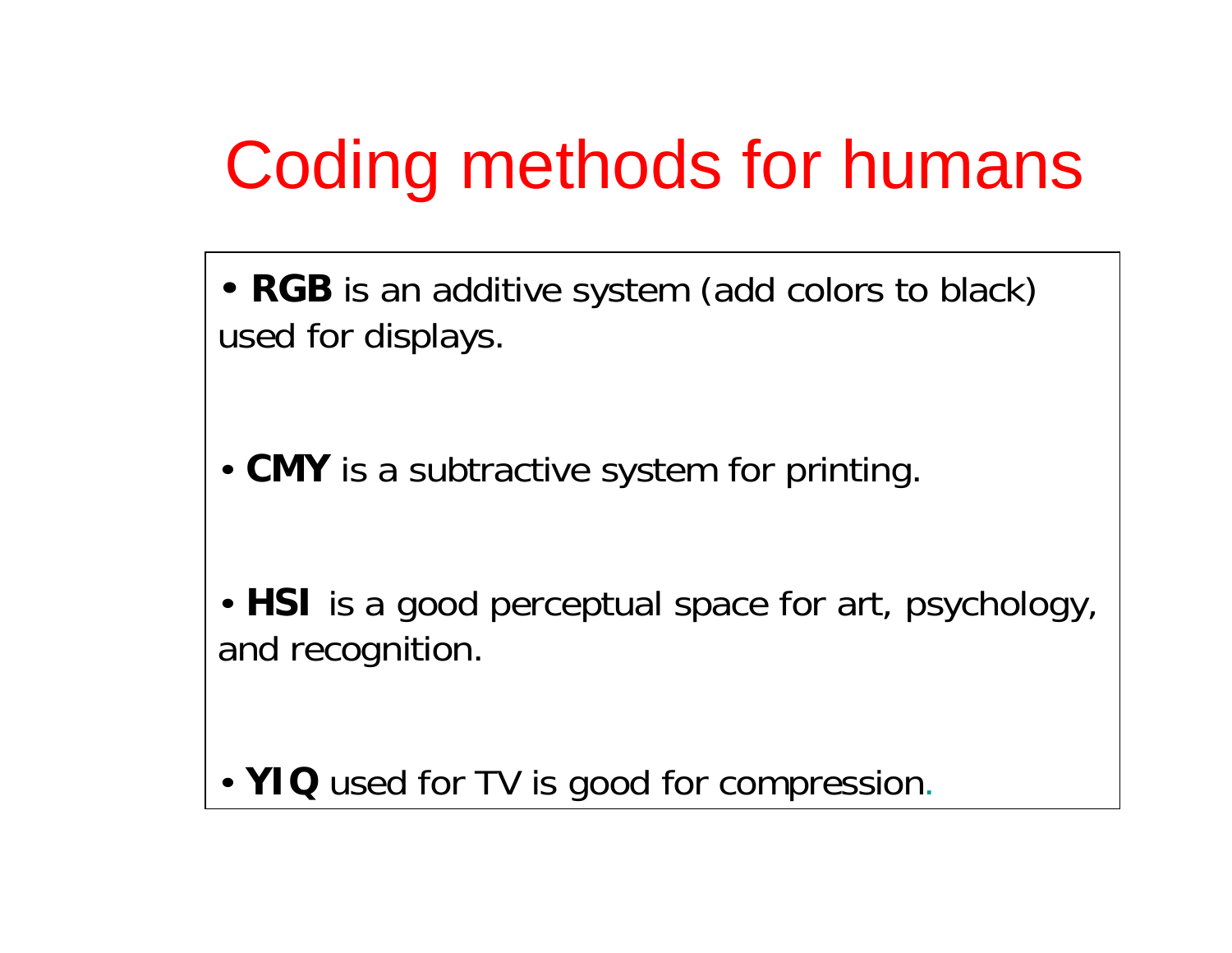# Coding methods for humans

- **RGB** is an additive system (add colors to black) used for displays.

- **CMY** is a subtractive system for printing.

- **HSI** is a good perceptual space for art, psychology, and recognition.

- **YIQ** used for TV is good for compression.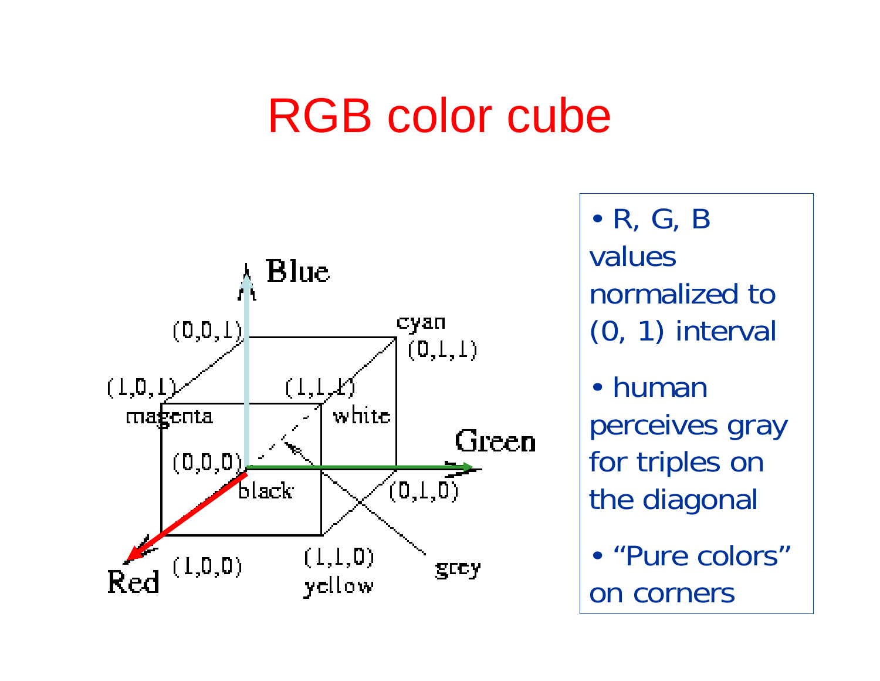# RGB color cube

Blue

(0,0,1)

cyan

(0,1,1)

(1,0,1)

magenta

(1,1,1)

white

Green

(0,0,0)

black

(0,1,0)

Red

(1,0,0)

(1,1,0)

yellow

grey

- R, G, B values normalized to (0, 1) interval
- human perceives gray for triples on the diagonal
- “Pure colors” on corners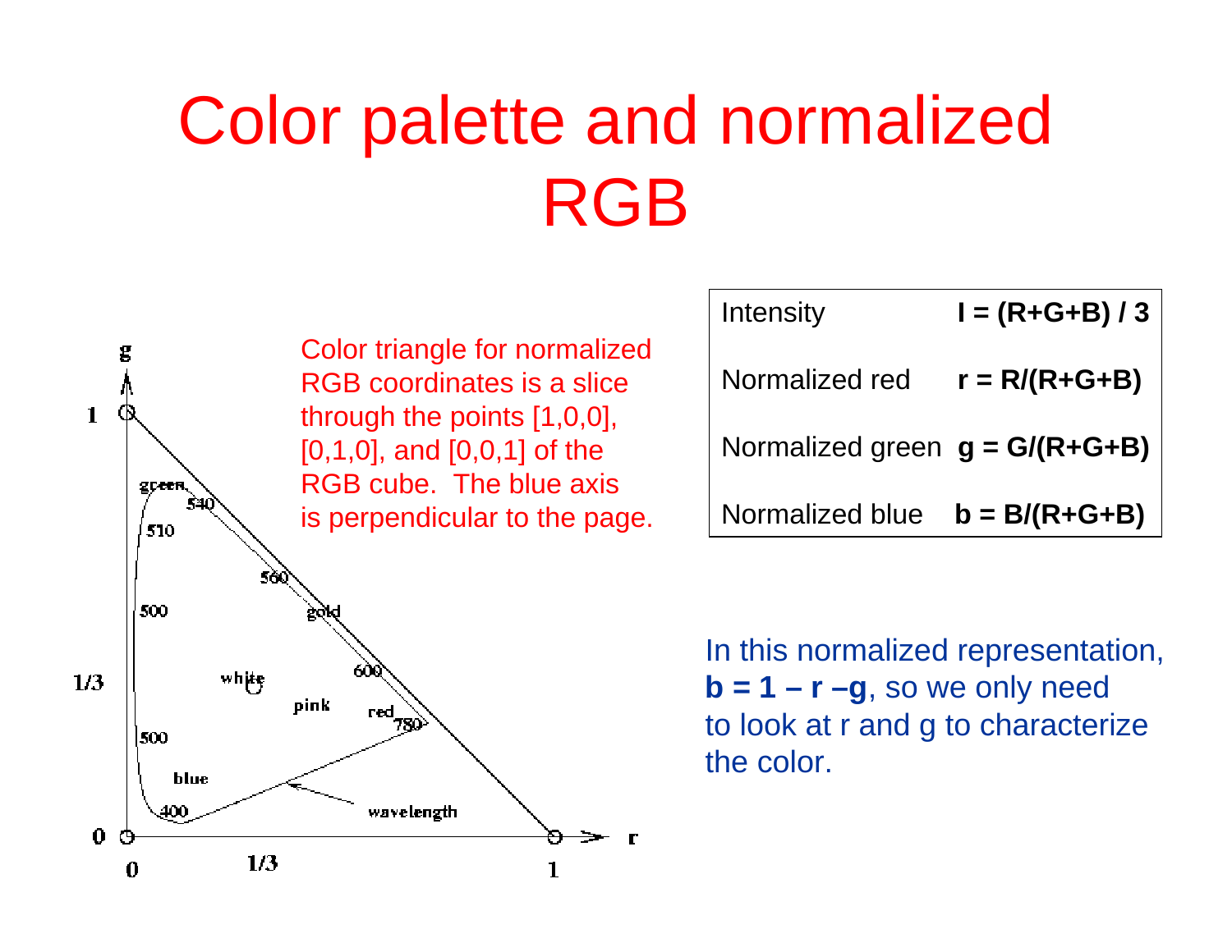# Color palette and normalized RGB

Color triangle for normalized RGB coordinates is a slice through the points [1,0,0], [0,1,0], and [0,0,1] of the RGB cube. The blue axis is perpendicular to the page.

| | |
|---|---|
| Intensity | **I = (R+G+B) / 3** |
| Normalized red | **r = R/(R+G+B)** |
| Normalized green | **g = G/(R+G+B)** |
| Normalized blue | **b = B/(R+G+B)** |

In this normalized representation, **b = 1 – r –g**, so we only need to look at r and g to characterize the color.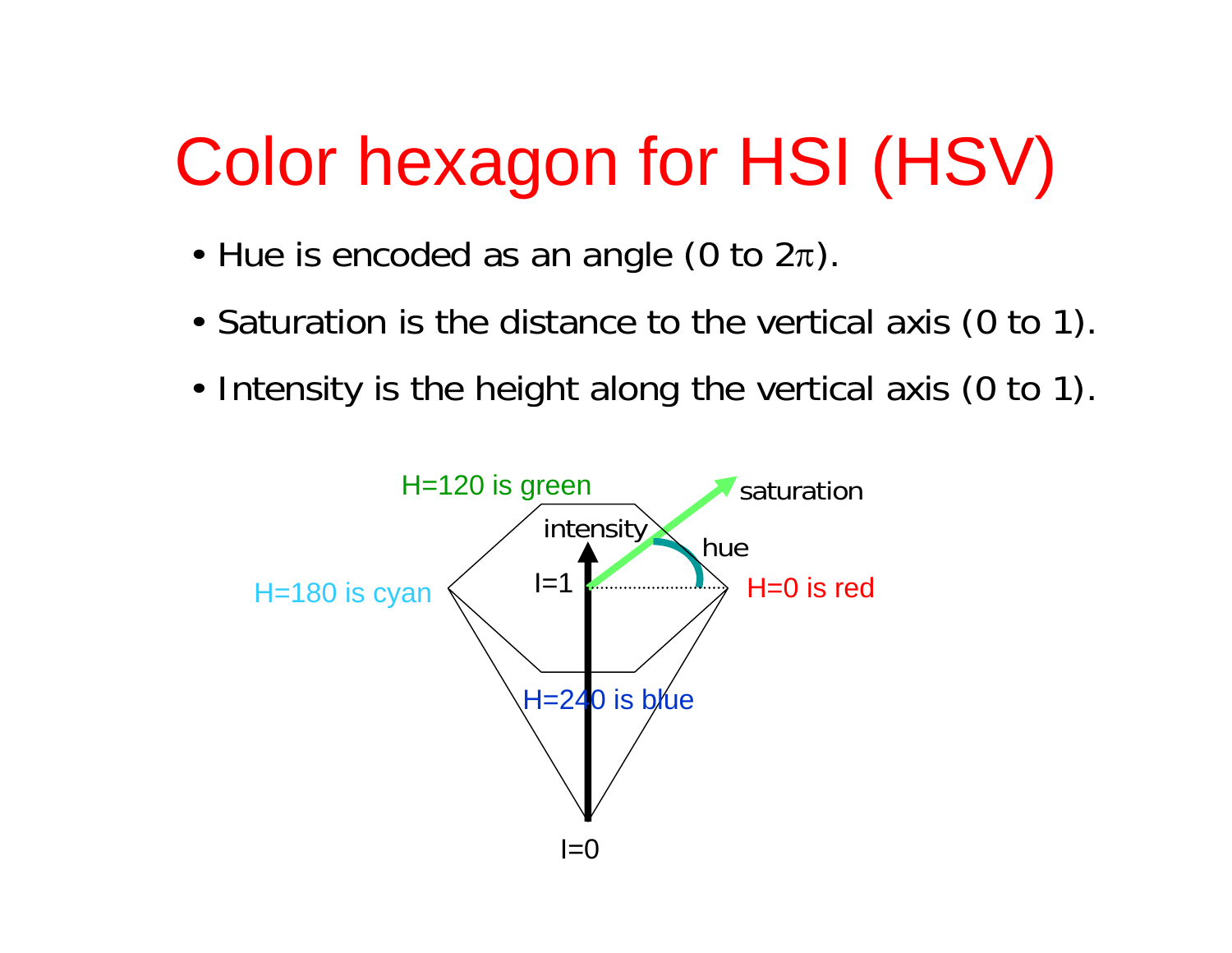# Color hexagon for HSI (HSV)

- Hue is encoded as an angle (0 to $2\pi$).
- Saturation is the distance to the vertical axis (0 to 1).
- Intensity is the height along the vertical axis (0 to 1).

H=120 is green

saturation

intensity

hue

H=180 is cyan

I=1

H=0 is red

H=240 is blue

I=0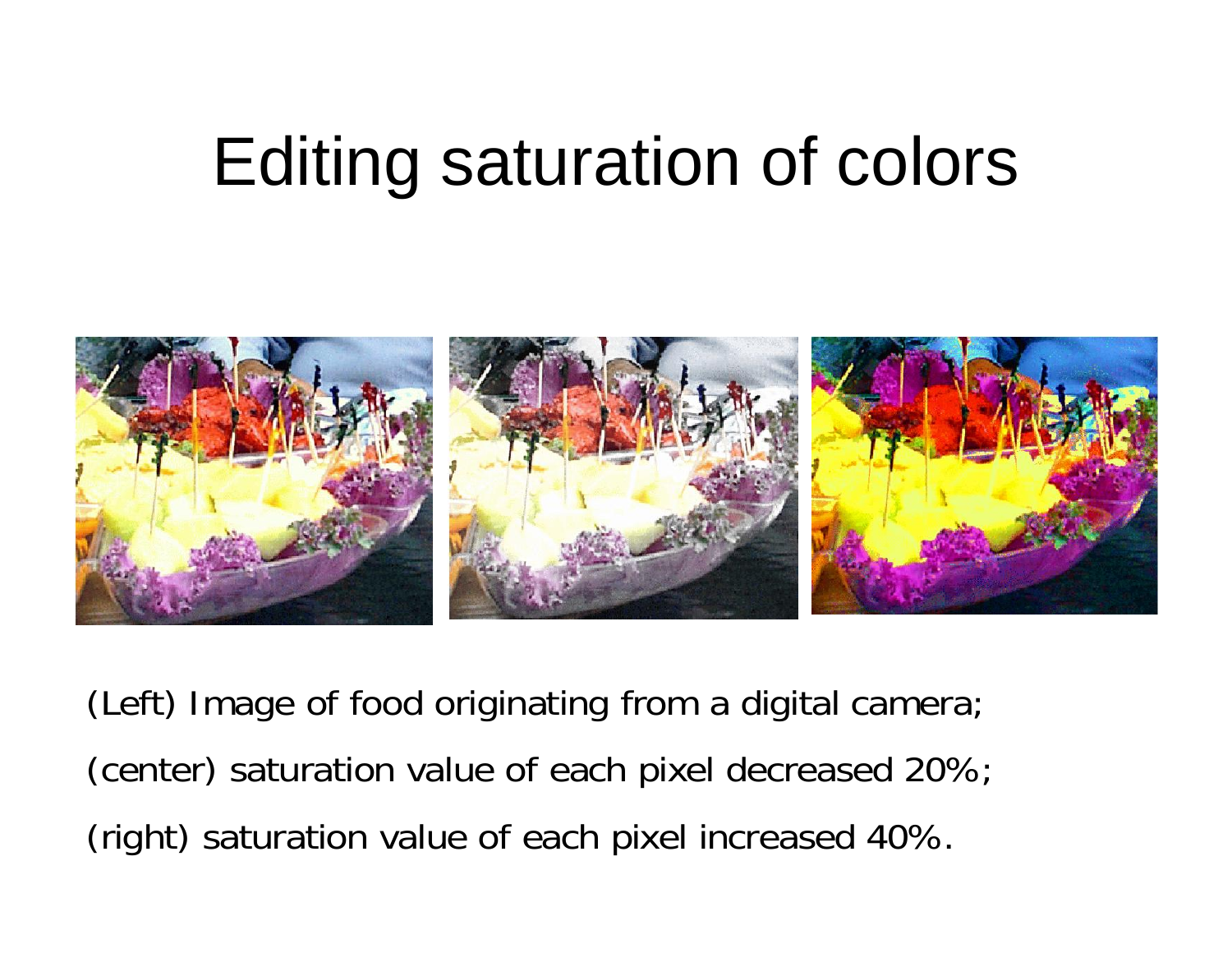# Editing saturation of colors

(Left) Image of food originating from a digital camera;

(center) saturation value of each pixel decreased 20%;

(right) saturation value of each pixel increased 40%.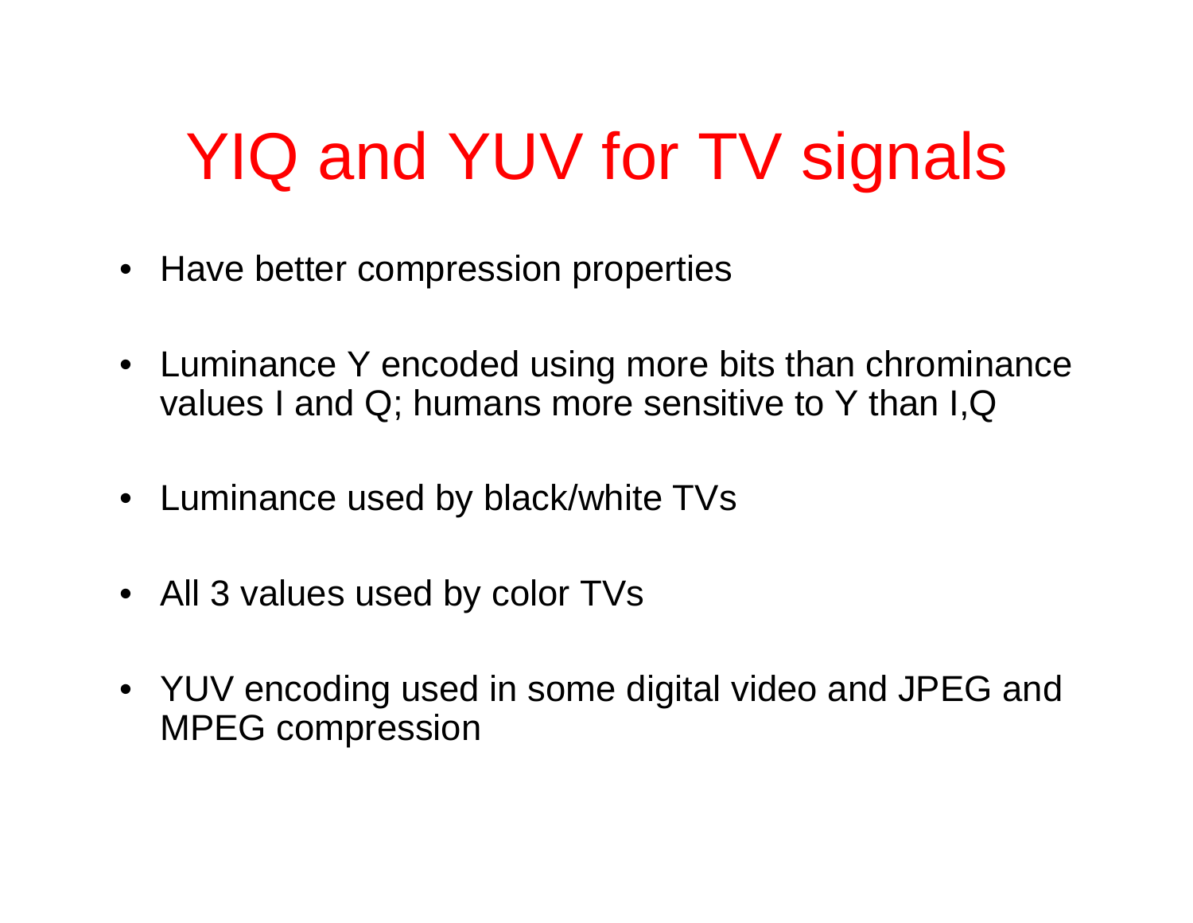# YIQ and YUV for TV signals

- Have better compression properties
- Luminance Y encoded using more bits than chrominance values I and Q; humans more sensitive to Y than I,Q
- Luminance used by black/white TVs
- All 3 values used by color TVs
- YUV encoding used in some digital video and JPEG and MPEG compression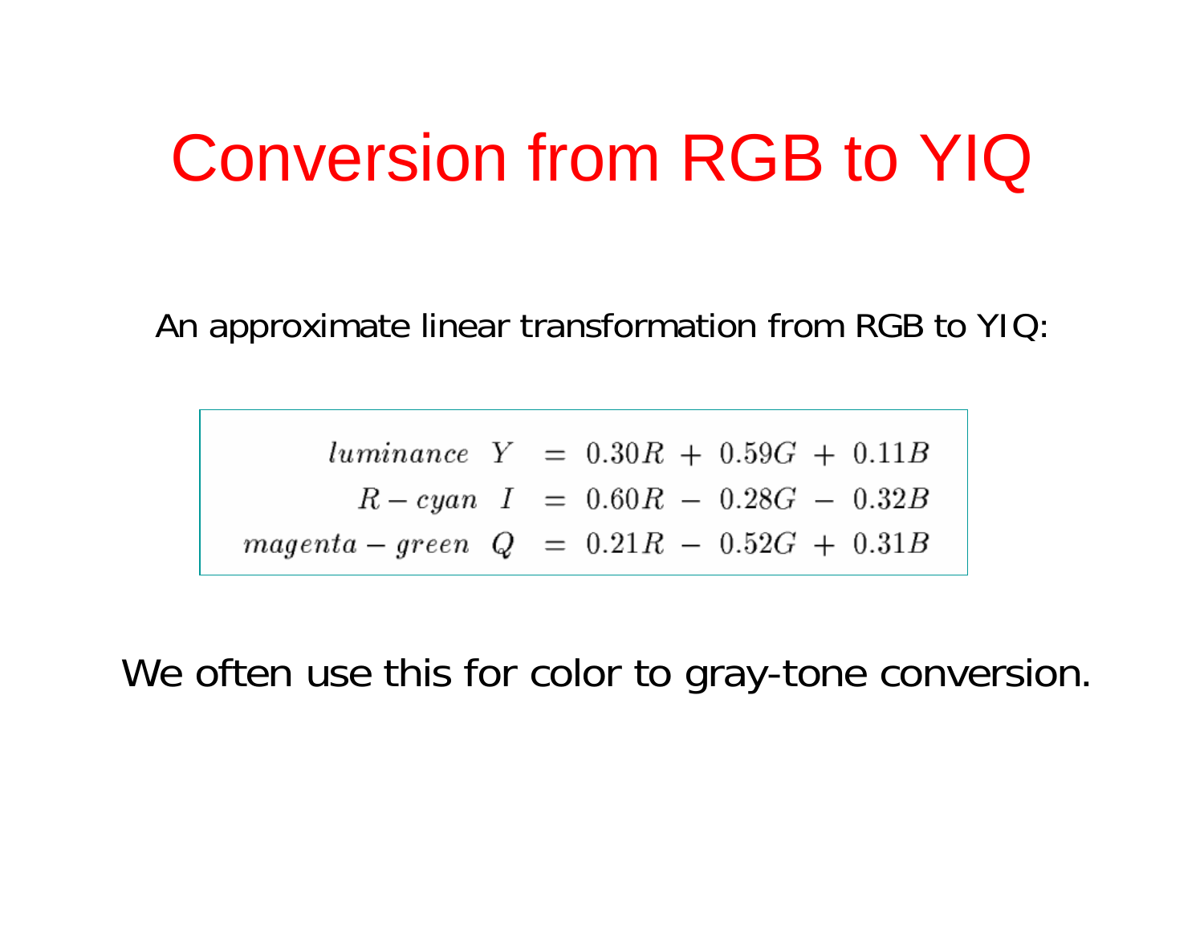# Conversion from RGB to YIQ

An approximate linear transformation from RGB to YIQ:

$$
\begin{aligned}
luminance \;\; Y &= 0.30R + 0.59G + 0.11B \\
R - cyan \;\; I &= 0.60R - 0.28G - 0.32B \\
magenta - green \;\; Q &= 0.21R - 0.52G + 0.31B
\end{aligned}
$$

We often use this for color to gray-tone conversion.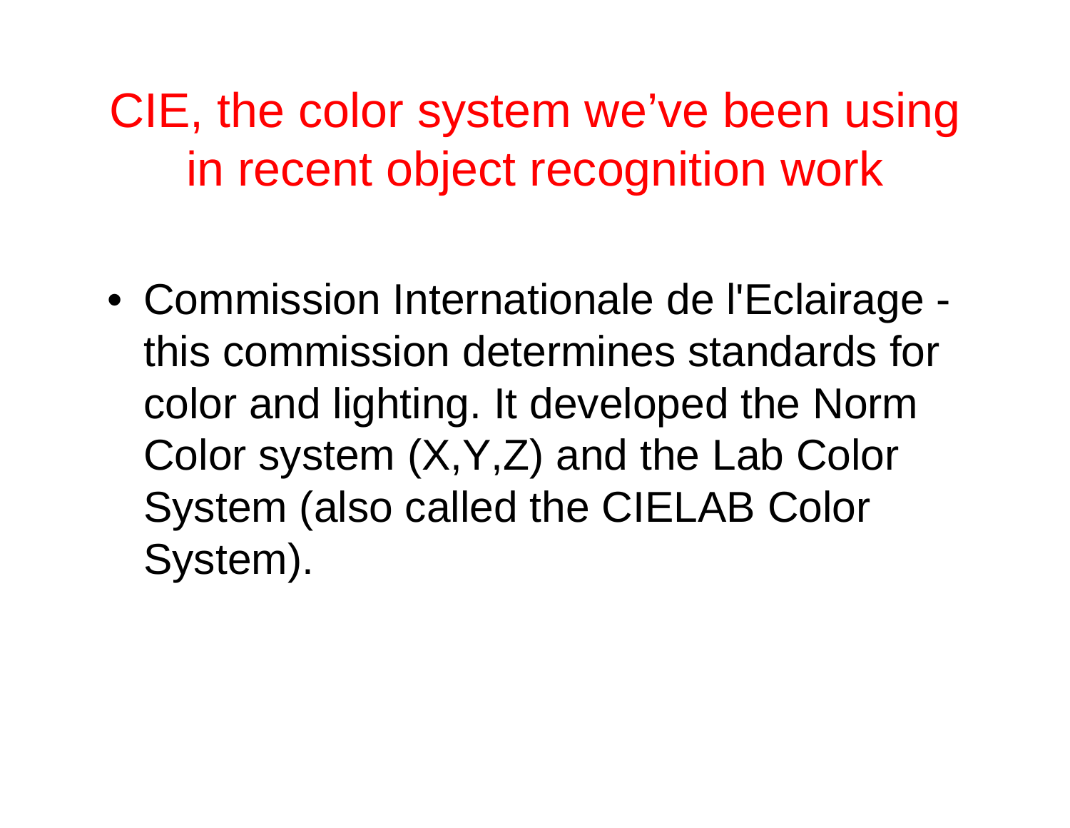# CIE, the color system we've been using in recent object recognition work

- Commission Internationale de l'Eclairage - this commission determines standards for color and lighting. It developed the Norm Color system (X,Y,Z) and the Lab Color System (also called the CIELAB Color System).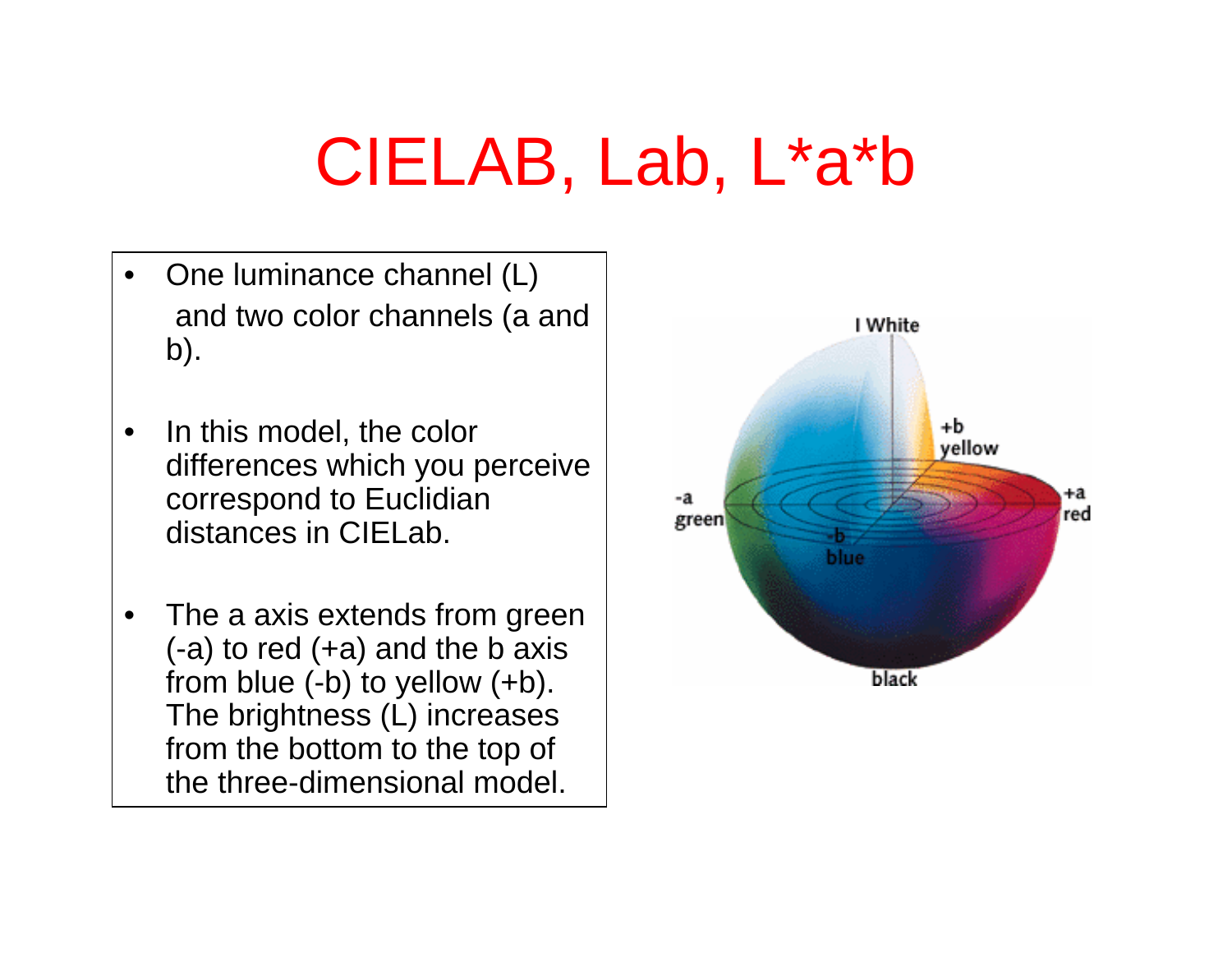# CIELAB, Lab, L*a*b

- One luminance channel (L) and two color channels (a and b).
- In this model, the color differences which you perceive correspond to Euclidian distances in CIELab.
- The a axis extends from green (-a) to red (+a) and the b axis from blue (-b) to yellow (+b). The brightness (L) increases from the bottom to the top of the three-dimensional model.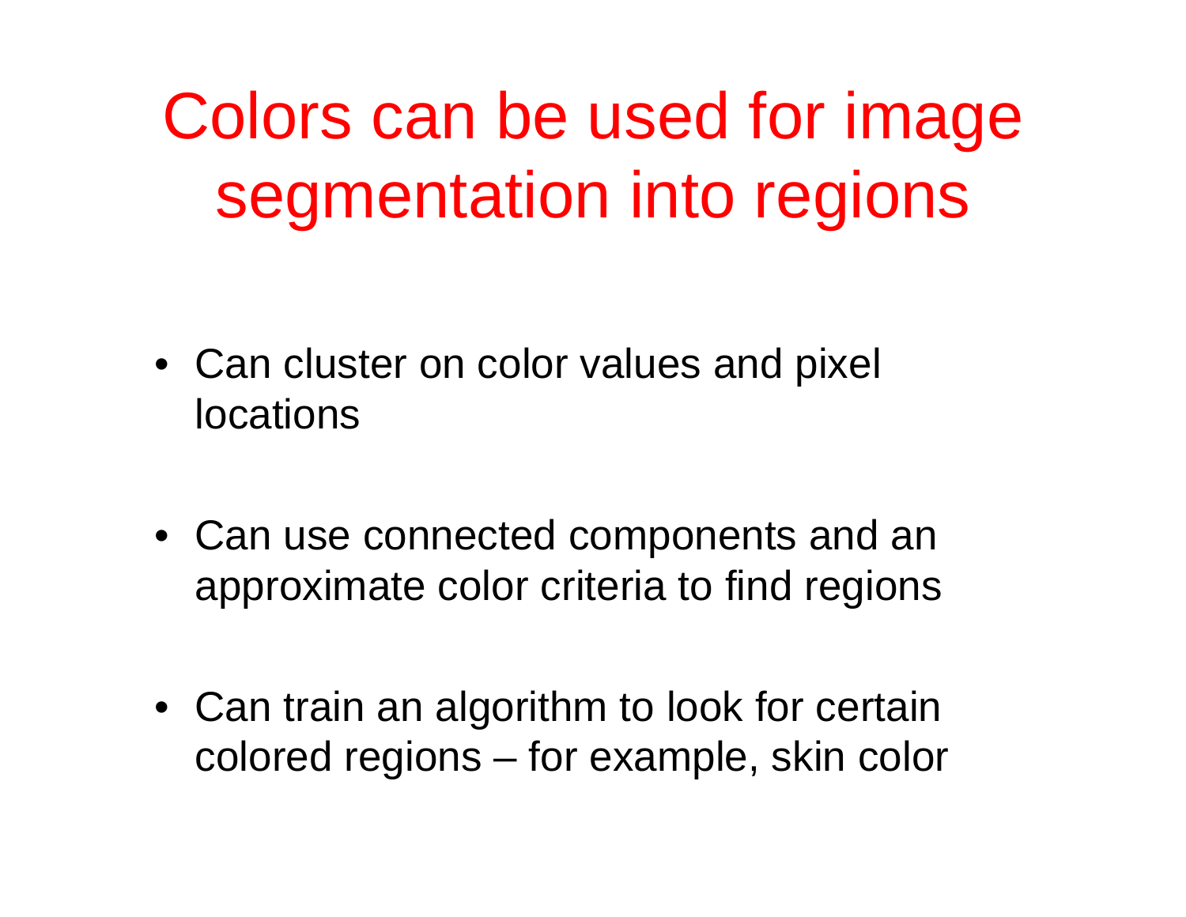# Colors can be used for image segmentation into regions

- Can cluster on color values and pixel locations
- Can use connected components and an approximate color criteria to find regions
- Can train an algorithm to look for certain colored regions – for example, skin color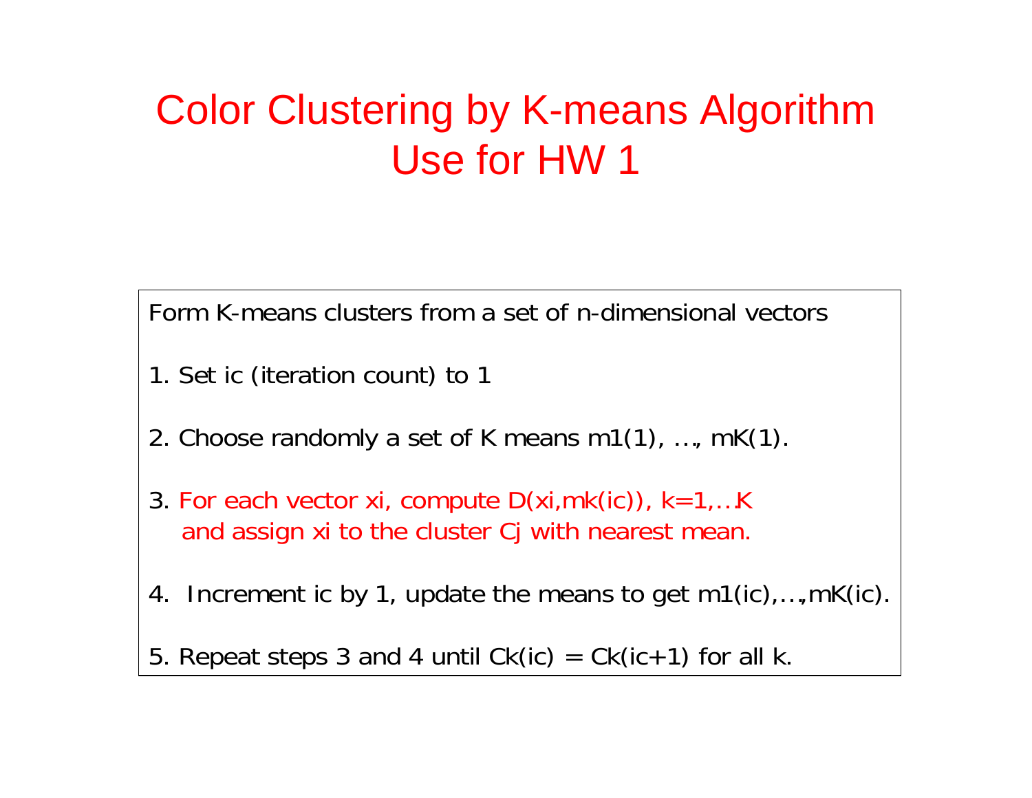# Color Clustering by K-means Algorithm Use for HW 1

Form K-means clusters from a set of n-dimensional vectors

1. Set ic (iteration count) to 1
2. Choose randomly a set of K means m1(1), …, mK(1).
3. For each vector xi, compute D(xi,mk(ic)), k=1,…K and assign xi to the cluster Cj with nearest mean.
4. Increment ic by 1, update the means to get m1(ic),…,mK(ic).
5. Repeat steps 3 and 4 until Ck(ic) = Ck(ic+1) for all k.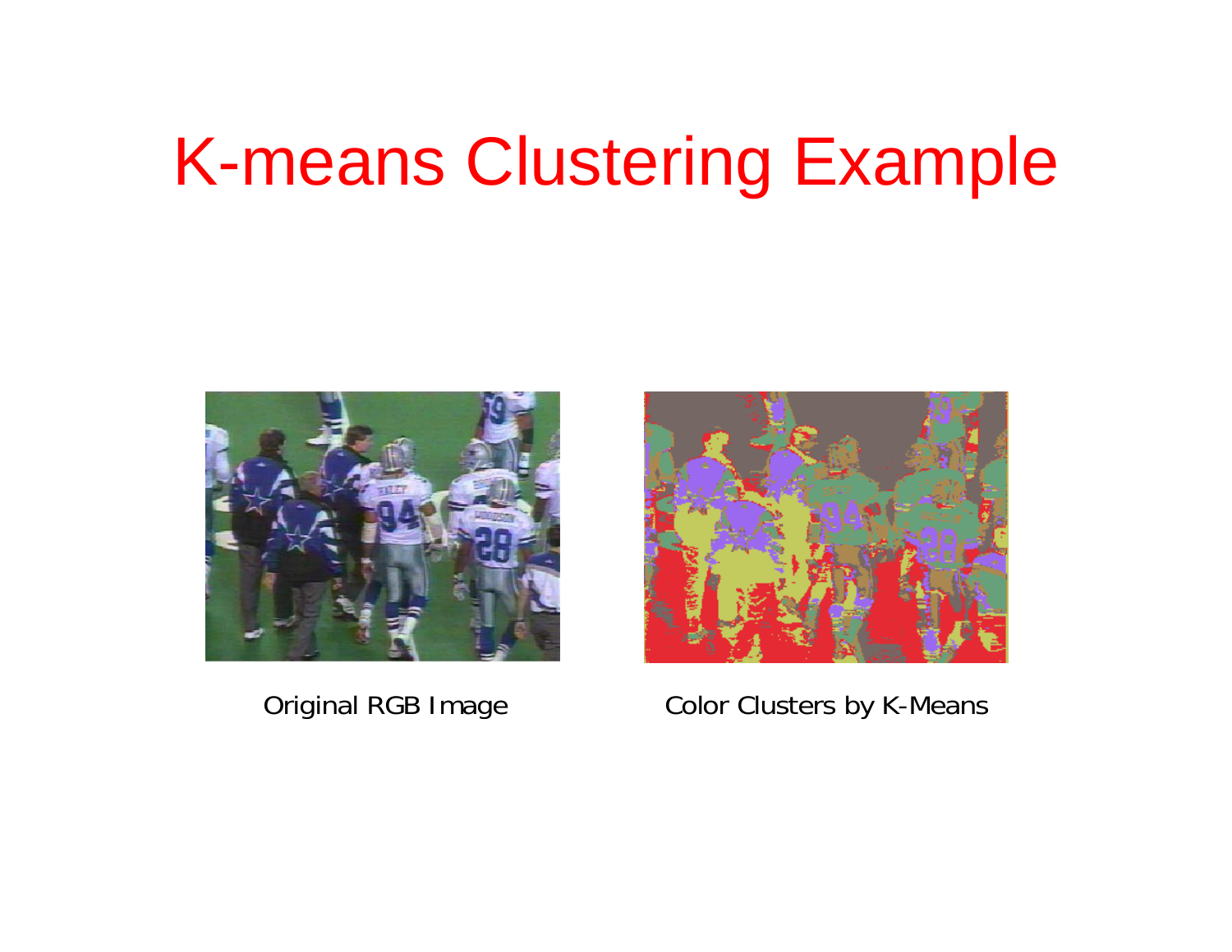# K-means Clustering Example

Original RGB Image

Color Clusters by K-Means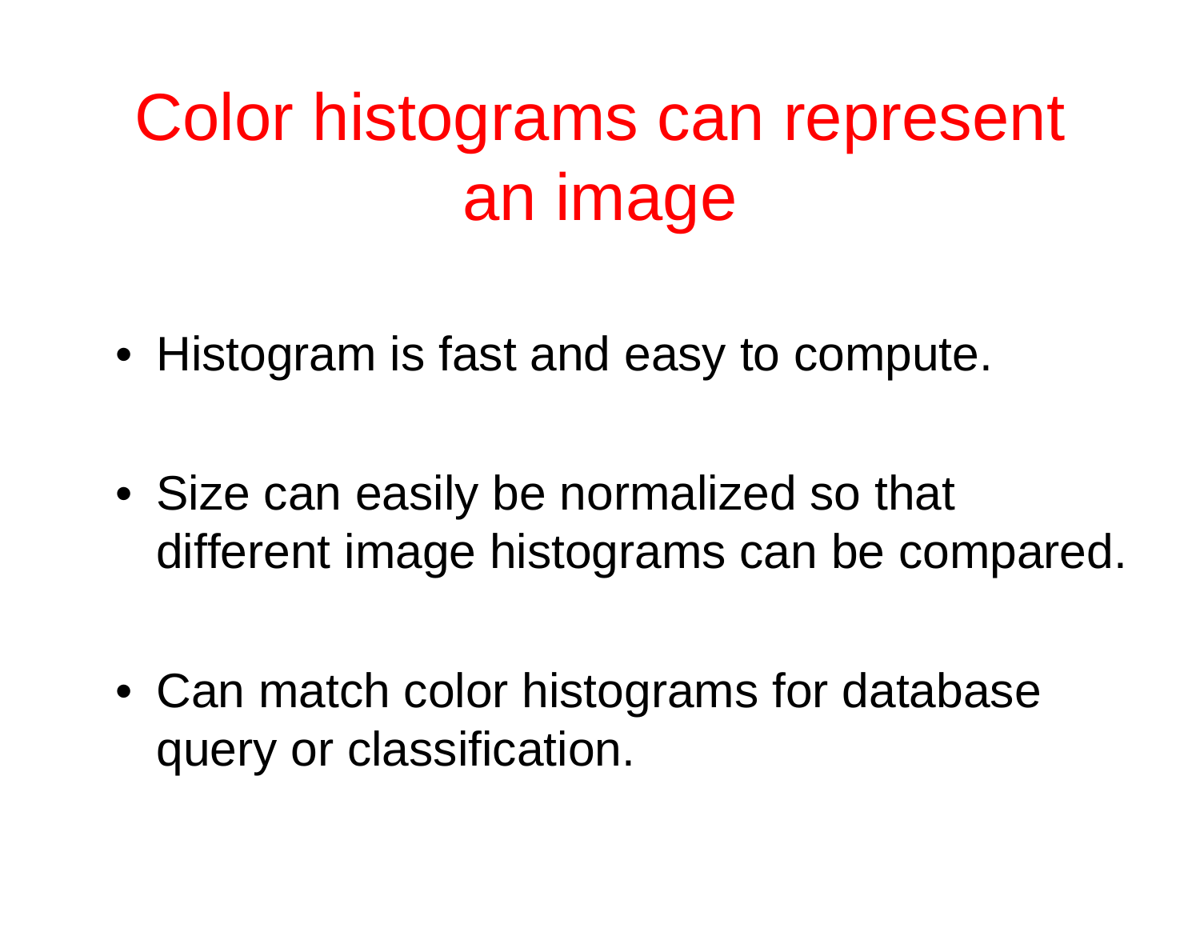# Color histograms can represent an image

- Histogram is fast and easy to compute.
- Size can easily be normalized so that different image histograms can be compared.
- Can match color histograms for database query or classification.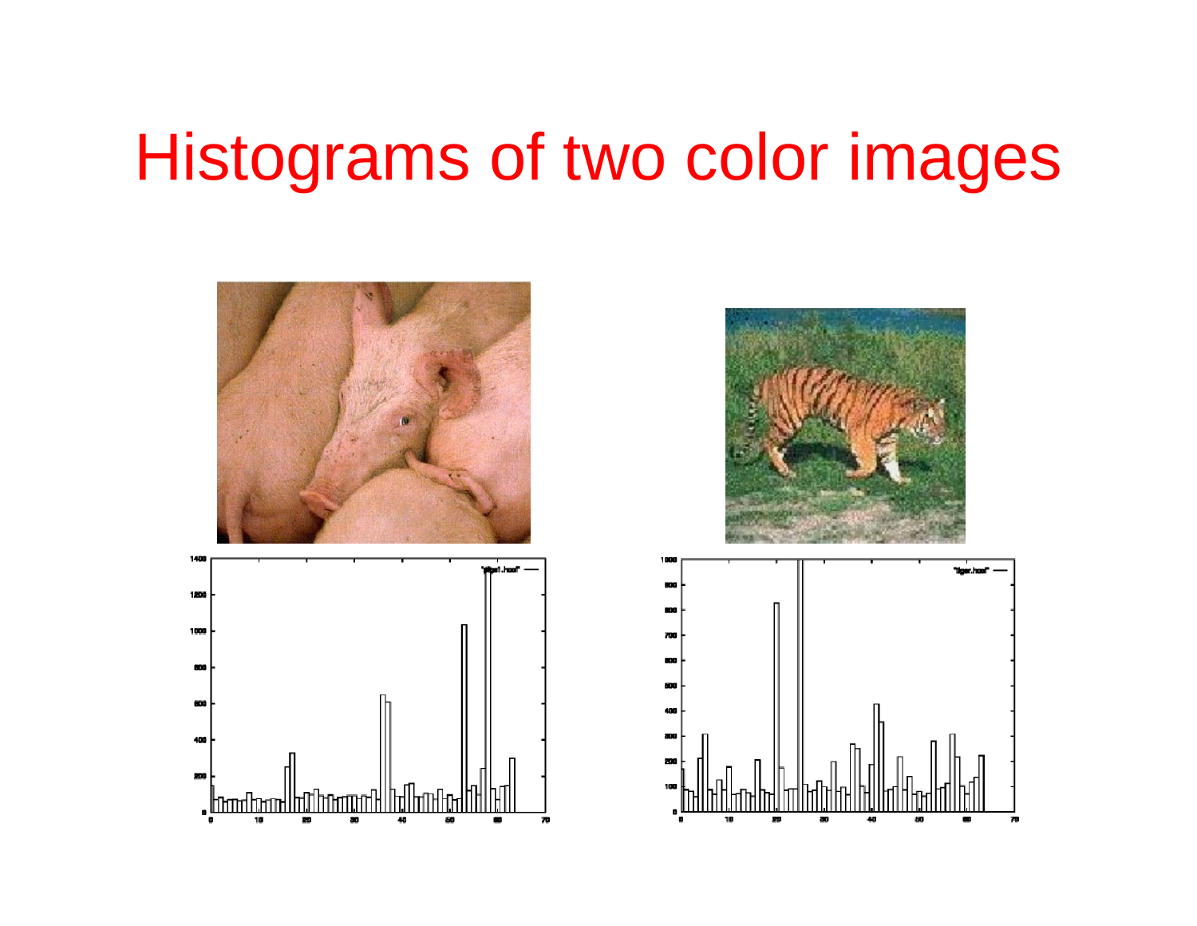# Histograms of two color images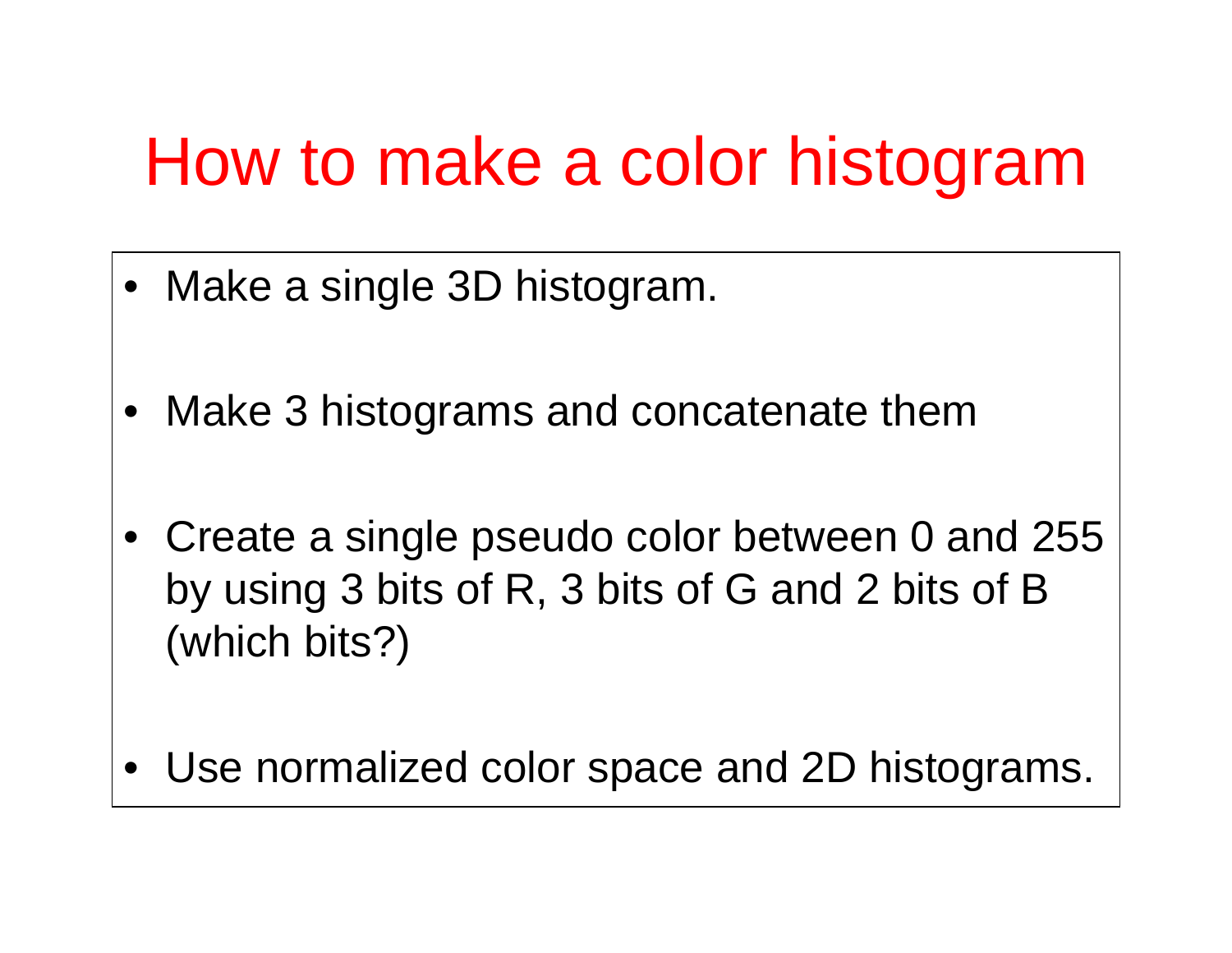# How to make a color histogram

- Make a single 3D histogram.
- Make 3 histograms and concatenate them
- Create a single pseudo color between 0 and 255 by using 3 bits of R, 3 bits of G and 2 bits of B (which bits?)
- Use normalized color space and 2D histograms.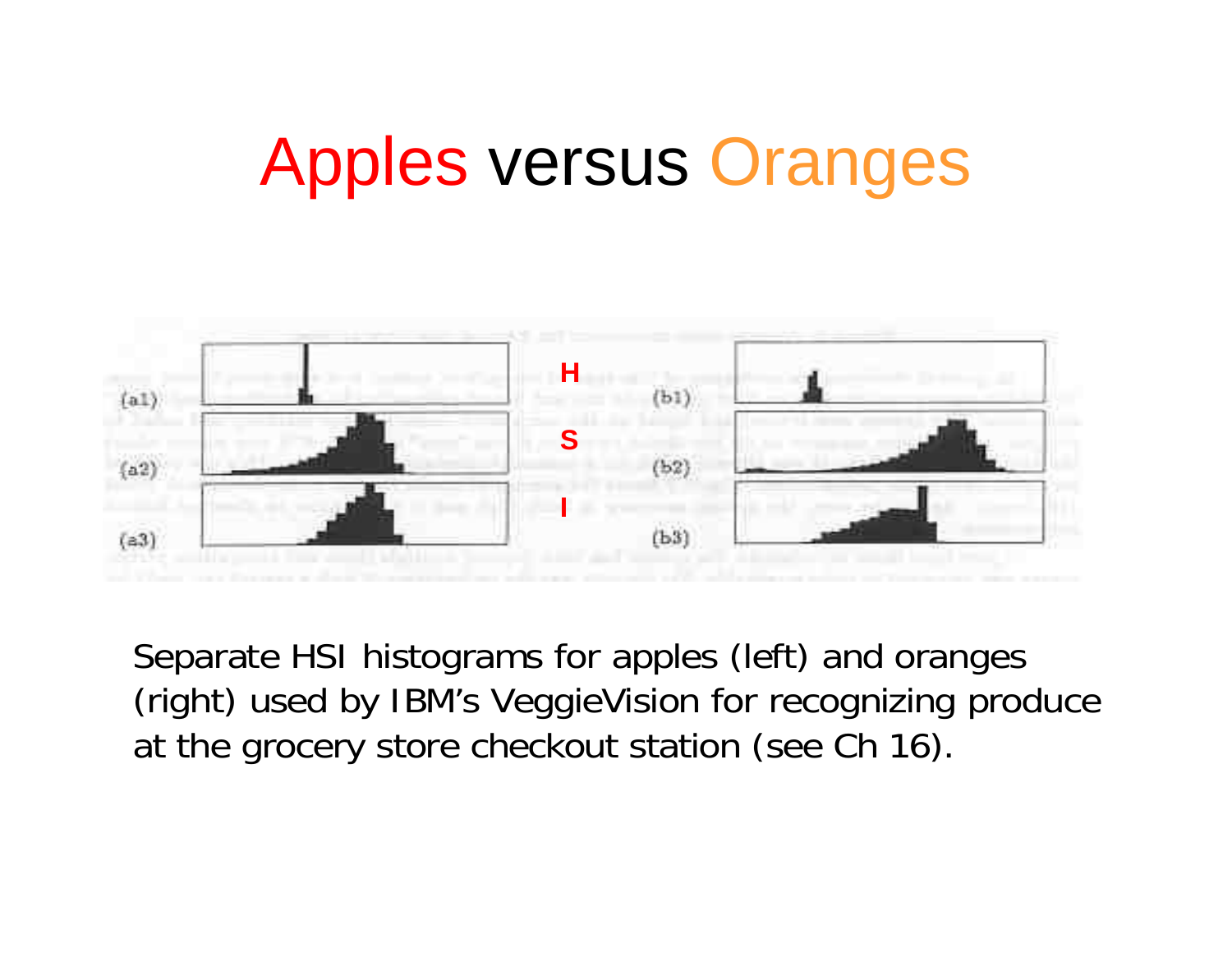# Apples versus Oranges

H

S

I

(a1) (b1)

(a2) (b2)

(a3) (b3)

Separate HSI histograms for apples (left) and oranges (right) used by IBM's VeggieVision for recognizing produce at the grocery store checkout station (see Ch 16).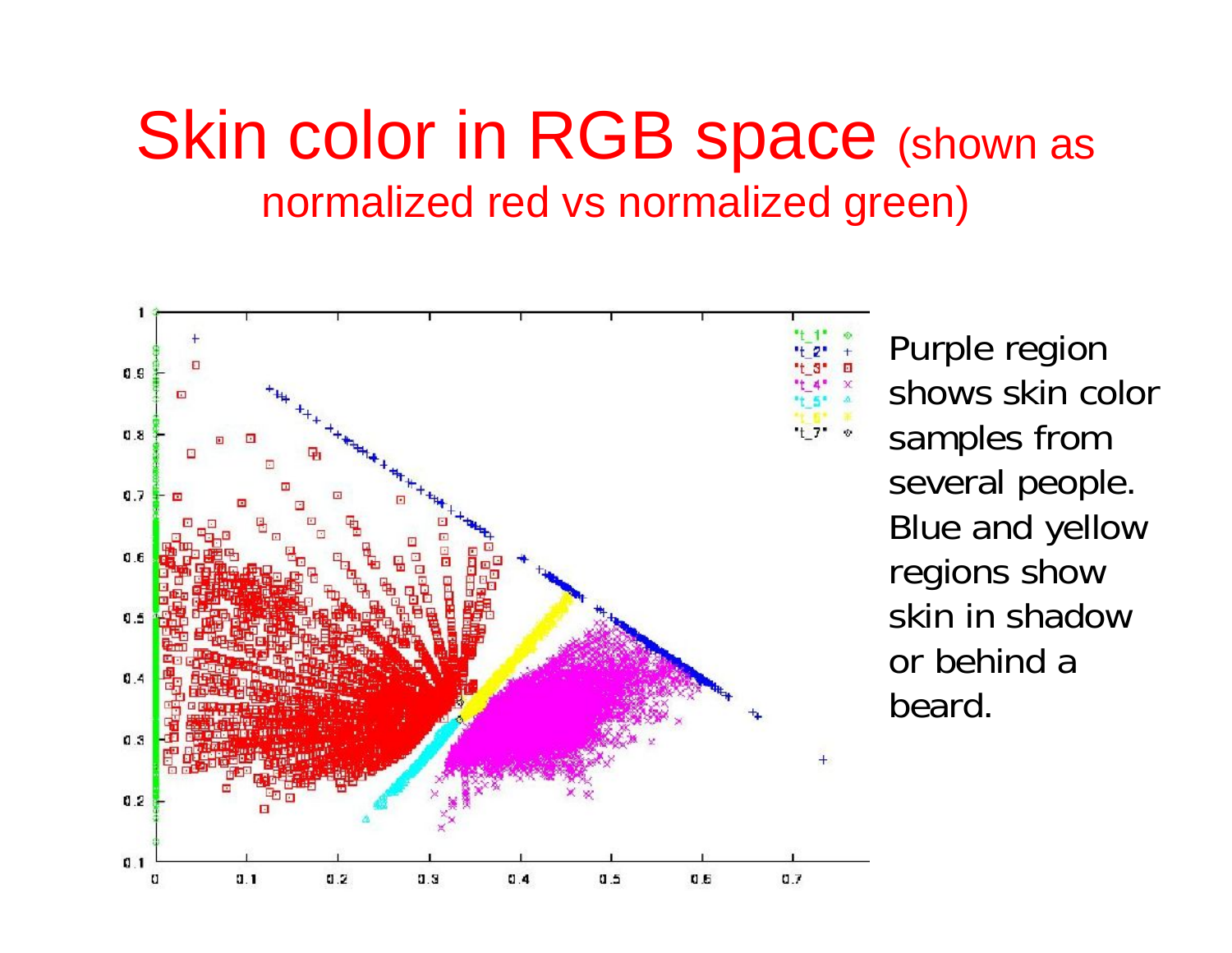# Skin color in RGB space (shown as normalized red vs normalized green)

Purple region shows skin color samples from several people. Blue and yellow regions show skin in shadow or behind a beard.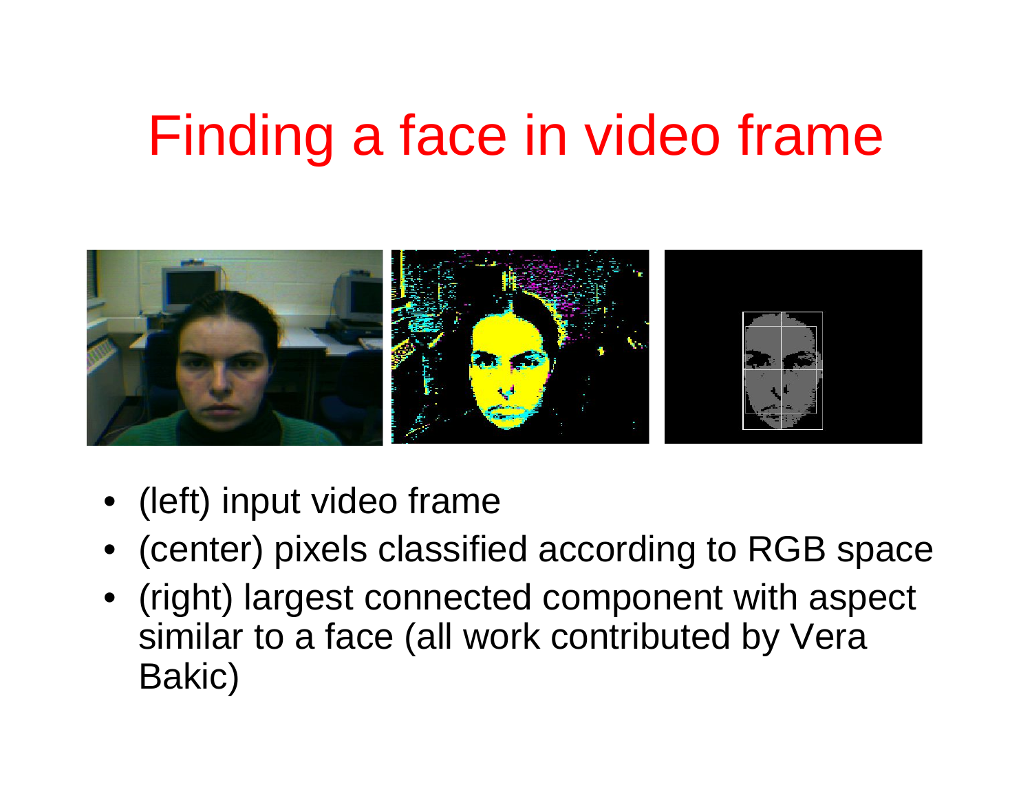# Finding a face in video frame

- (left) input video frame
- (center) pixels classified according to RGB space
- (right) largest connected component with aspect similar to a face (all work contributed by Vera Bakic)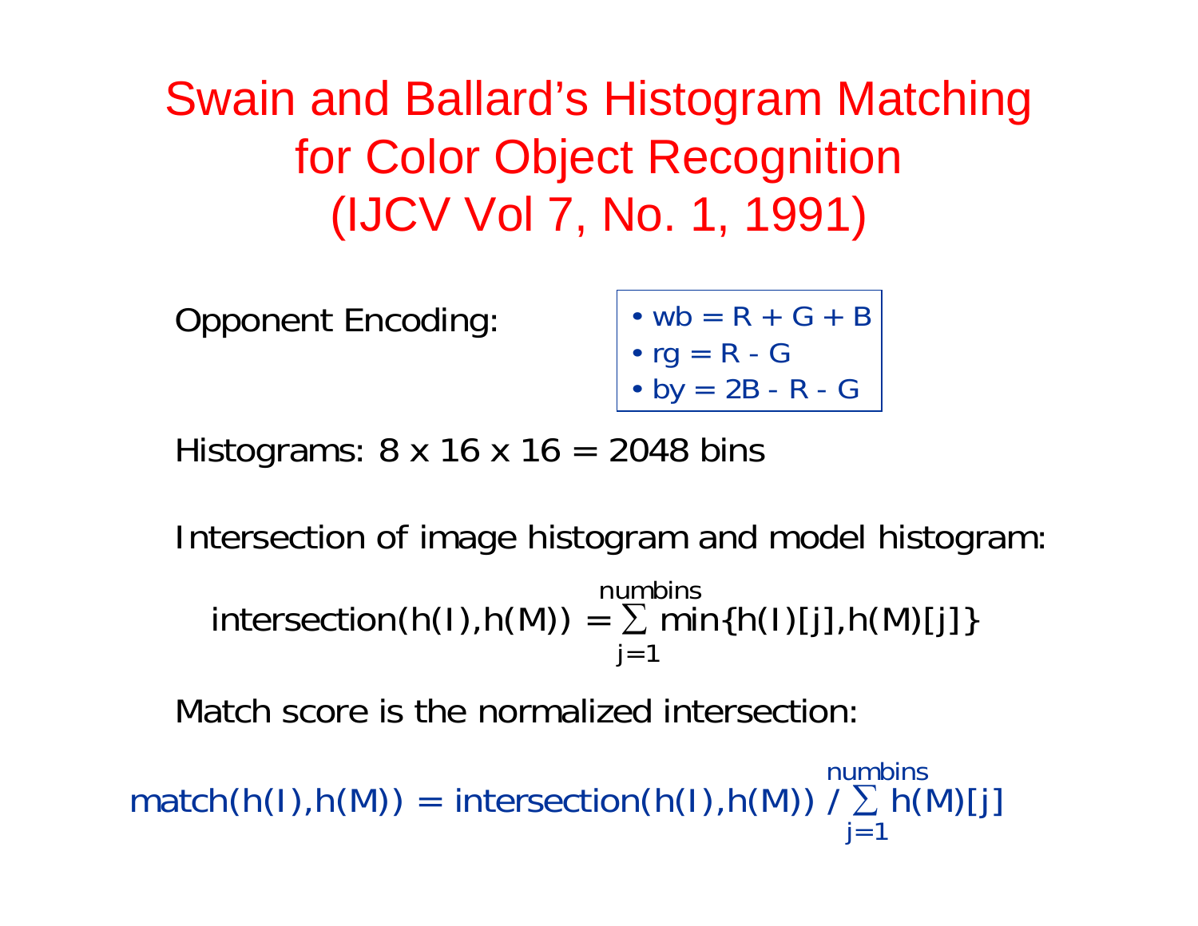# Swain and Ballard's Histogram Matching for Color Object Recognition (IJCV Vol 7, No. 1, 1991)

Opponent Encoding:

- wb = R + G + B
- rg = R - G
- by = 2B - R - G

Histograms: 8 x 16 x 16 = 2048 bins

Intersection of image histogram and model histogram:

$$\text{intersection}(h(I),h(M)) = \sum_{j=1}^{\text{numbins}} \min\{h(I)[j],h(M)[j]\}$$

Match score is the normalized intersection:

$$\text{match}(h(I),h(M)) = \text{intersection}(h(I),h(M)) \;/\; \sum_{j=1}^{\text{numbins}} h(M)[j]$$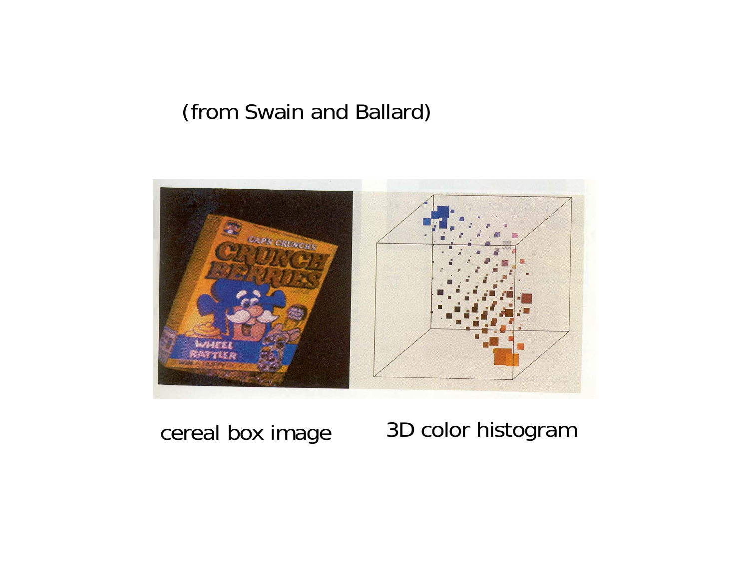(from Swain and Ballard)

cereal box image

3D color histogram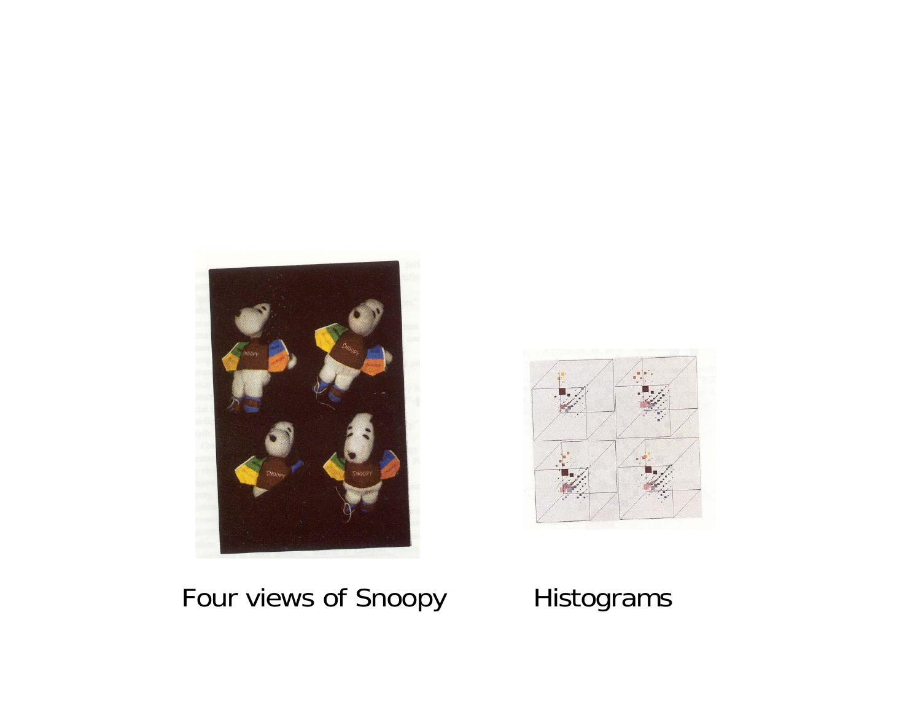Four views of Snoopy

Histograms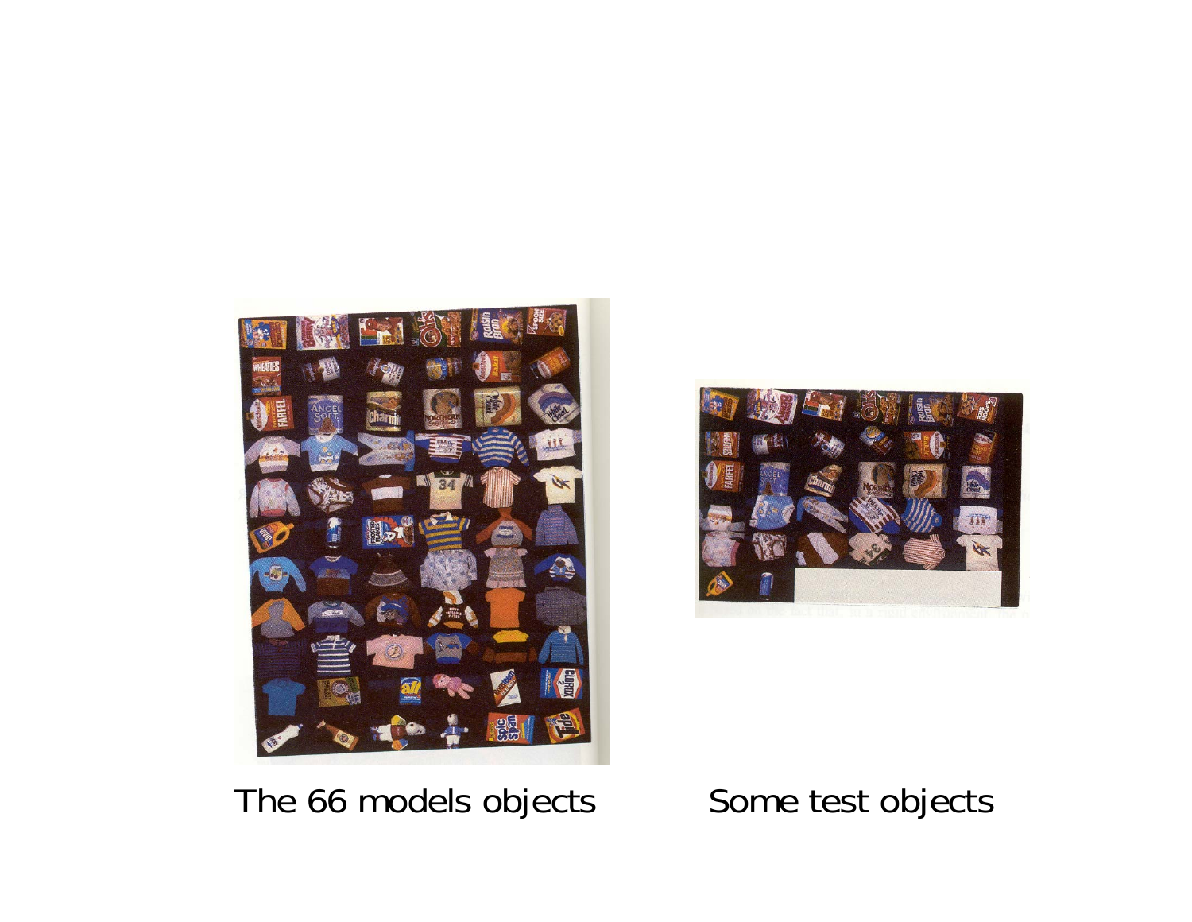The 66 models objects

Some test objects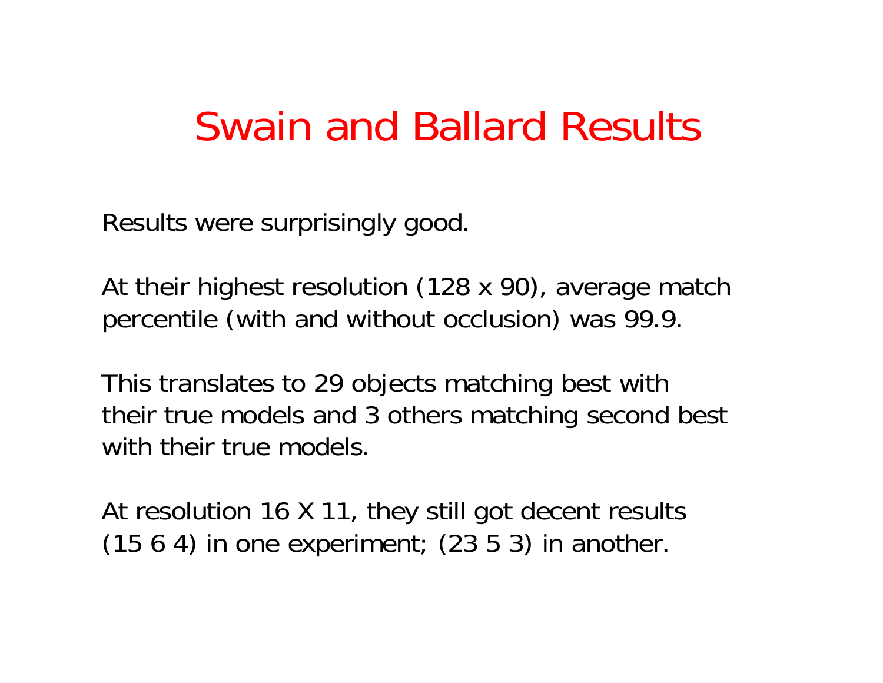# Swain and Ballard Results

Results were surprisingly good.

At their highest resolution (128 x 90), average match percentile (with and without occlusion) was 99.9.

This translates to 29 objects matching best with their true models and 3 others matching second best with their true models.

At resolution 16 X 11, they still got decent results (15 6 4) in one experiment; (23 5 3) in another.